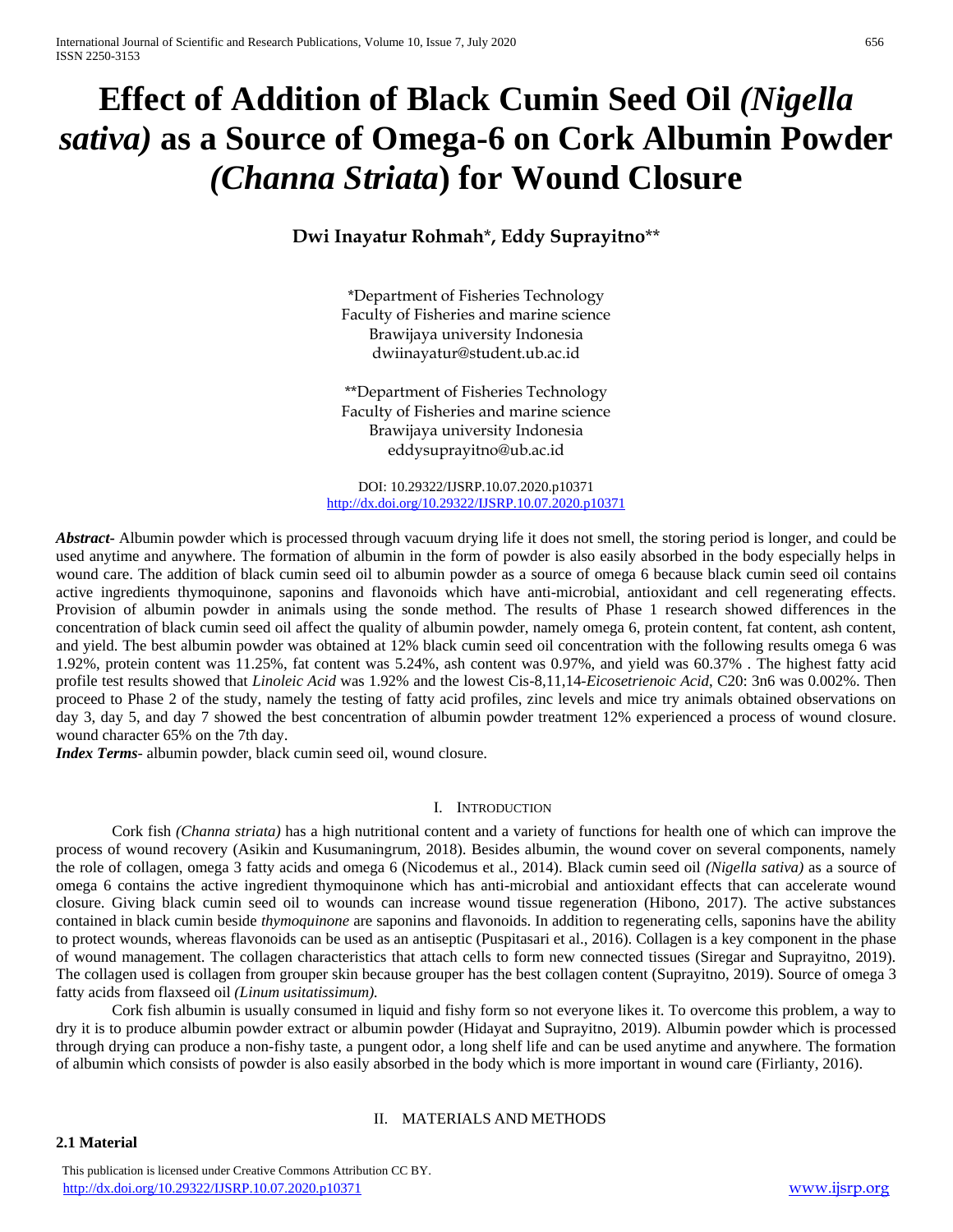# Effect of Addition of Black Cumin Seed Oil *(Nigella sativa)* as a Source of Omega-6 on Cork Albumin Powder *(Channa Striata)* for Wound Closure

**Dwi Inayatur Rohmah*, Eddy Suprayitno****

*Department of Fisheries Technology
Faculty of Fisheries and marine science
Brawijaya university Indonesia
dwiinayatur@student.ub.ac.id

**Department of Fisheries Technology
Faculty of Fisheries and marine science
Brawijaya university Indonesia
eddysuprayitno@ub.ac.id

DOI: 10.29322/IJSRP.10.07.2020.p10371
http://dx.doi.org/10.29322/IJSRP.10.07.2020.p10371

***Abstract-*** Albumin powder which is processed through vacuum drying life it does not smell, the storing period is longer, and could be used anytime and anywhere. The formation of albumin in the form of powder is also easily absorbed in the body especially helps in wound care. The addition of black cumin seed oil to albumin powder as a source of omega 6 because black cumin seed oil contains active ingredients thymoquinone, saponins and flavonoids which have anti-microbial, antioxidant and cell regenerating effects. Provision of albumin powder in animals using the sonde method. The results of Phase 1 research showed differences in the concentration of black cumin seed oil affect the quality of albumin powder, namely omega 6, protein content, fat content, ash content, and yield. The best albumin powder was obtained at 12% black cumin seed oil concentration with the following results omega 6 was 1.92%, protein content was 11.25%, fat content was 5.24%, ash content was 0.97%, and yield was 60.37% . The highest fatty acid profile test results showed that *Linoleic Acid* was 1.92% and the lowest Cis-8,11,14-*Eicosetrienoic Acid*, C20: 3n6 was 0.002%. Then proceed to Phase 2 of the study, namely the testing of fatty acid profiles, zinc levels and mice try animals obtained observations on day 3, day 5, and day 7 showed the best concentration of albumin powder treatment 12% experienced a process of wound closure. wound character 65% on the 7th day.

***Index Terms***- albumin powder, black cumin seed oil, wound closure.

## I. Introduction

Cork fish *(Channa striata)* has a high nutritional content and a variety of functions for health one of which can improve the process of wound recovery (Asikin and Kusumaningrum, 2018). Besides albumin, the wound cover on several components, namely the role of collagen, omega 3 fatty acids and omega 6 (Nicodemus et al., 2014). Black cumin seed oil *(Nigella sativa)* as a source of omega 6 contains the active ingredient thymoquinone which has anti-microbial and antioxidant effects that can accelerate wound closure. Giving black cumin seed oil to wounds can increase wound tissue regeneration (Hibono, 2017). The active substances contained in black cumin beside *thymoquinone* are saponins and flavonoids. In addition to regenerating cells, saponins have the ability to protect wounds, whereas flavonoids can be used as an antiseptic (Puspitasari et al., 2016). Collagen is a key component in the phase of wound management. The collagen characteristics that attach cells to form new connected tissues (Siregar and Suprayitno, 2019). The collagen used is collagen from grouper skin because grouper has the best collagen content (Suprayitno, 2019). Source of omega 3 fatty acids from flaxseed oil *(Linum usitatissimum).*

Cork fish albumin is usually consumed in liquid and fishy form so not everyone likes it. To overcome this problem, a way to dry it is to produce albumin powder extract or albumin powder (Hidayat and Suprayitno, 2019). Albumin powder which is processed through drying can produce a non-fishy taste, a pungent odor, a long shelf life and can be used anytime and anywhere. The formation of albumin which consists of powder is also easily absorbed in the body which is more important in wound care (Firlianty, 2016).

## II. Materials and Methods

### 2.1 Material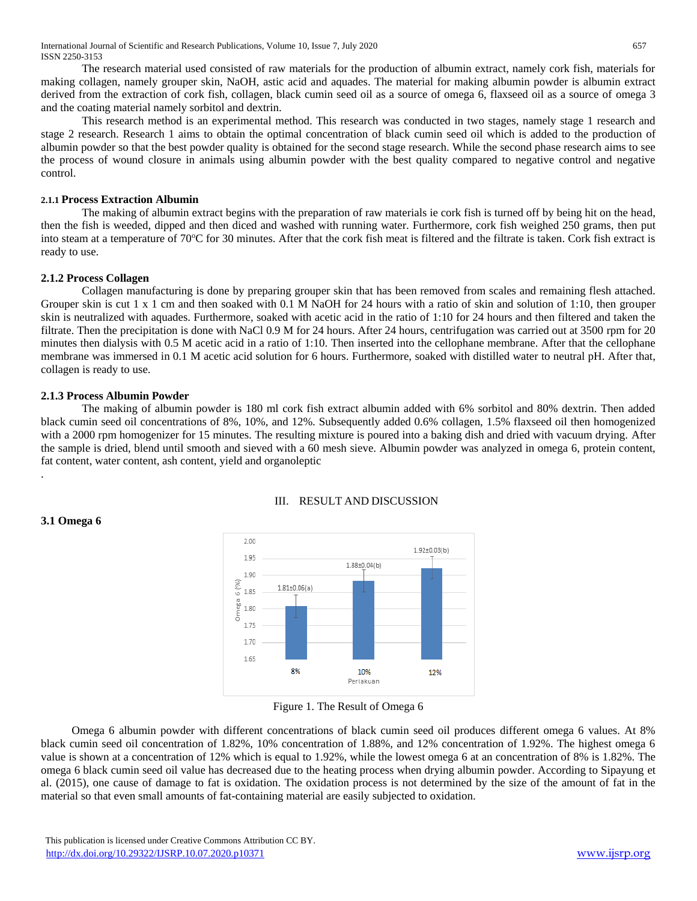The research material used consisted of raw materials for the production of albumin extract, namely cork fish, materials for making collagen, namely grouper skin, NaOH, astic acid and aquades. The material for making albumin powder is albumin extract derived from the extraction of cork fish, collagen, black cumin seed oil as a source of omega 6, flaxseed oil as a source of omega 3 and the coating material namely sorbitol and dextrin.

This research method is an experimental method. This research was conducted in two stages, namely stage 1 research and stage 2 research. Research 1 aims to obtain the optimal concentration of black cumin seed oil which is added to the production of albumin powder so that the best powder quality is obtained for the second stage research. While the second phase research aims to see the process of wound closure in animals using albumin powder with the best quality compared to negative control and negative control.

#### 2.1.1 Process Extraction Albumin

The making of albumin extract begins with the preparation of raw materials ie cork fish is turned off by being hit on the head, then the fish is weeded, dipped and then diced and washed with running water. Furthermore, cork fish weighed 250 grams, then put into steam at a temperature of 70$^{o}$C for 30 minutes. After that the cork fish meat is filtered and the filtrate is taken. Cork fish extract is ready to use.

#### 2.1.2 Process Collagen

Collagen manufacturing is done by preparing grouper skin that has been removed from scales and remaining flesh attached. Grouper skin is cut 1 x 1 cm and then soaked with 0.1 M NaOH for 24 hours with a ratio of skin and solution of 1:10, then grouper skin is neutralized with aquades. Furthermore, soaked with acetic acid in the ratio of 1:10 for 24 hours and then filtered and taken the filtrate. Then the precipitation is done with NaCl 0.9 M for 24 hours. After 24 hours, centrifugation was carried out at 3500 rpm for 20 minutes then dialysis with 0.5 M acetic acid in a ratio of 1:10. Then inserted into the cellophane membrane. After that the cellophane membrane was immersed in 0.1 M acetic acid solution for 6 hours. Furthermore, soaked with distilled water to neutral pH. After that, collagen is ready to use.

#### 2.1.3 Process Albumin Powder

The making of albumin powder is 180 ml cork fish extract albumin added with 6% sorbitol and 80% dextrin. Then added black cumin seed oil concentrations of 8%, 10%, and 12%. Subsequently added 0.6% collagen, 1.5% flaxseed oil then homogenized with a 2000 rpm homogenizer for 15 minutes. The resulting mixture is poured into a baking dish and dried with vacuum drying. After the sample is dried, blend until smooth and sieved with a 60 mesh sieve. Albumin powder was analyzed in omega 6, protein content, fat content, water content, ash content, yield and organoleptic

.

## III. RESULT AND DISCUSSION

### 3.1 Omega 6

| Perlakuan | Omega 6 (%) |
|---|---|
| 8% | 1.81±0.06(a) |
| 10% | 1.88±0.04(b) |
| 12% | 1.92±0.03(b) |

Figure 1. The Result of Omega 6

Omega 6 albumin powder with different concentrations of black cumin seed oil produces different omega 6 values. At 8% black cumin seed oil concentration of 1.82%, 10% concentration of 1.88%, and 12% concentration of 1.92%. The highest omega 6 value is shown at a concentration of 12% which is equal to 1.92%, while the lowest omega 6 at an concentration of 8% is 1.82%. The omega 6 black cumin seed oil value has decreased due to the heating process when drying albumin powder. According to Sipayung et al. (2015), one cause of damage to fat is oxidation. The oxidation process is not determined by the size of the amount of fat in the material so that even small amounts of fat-containing material are easily subjected to oxidation.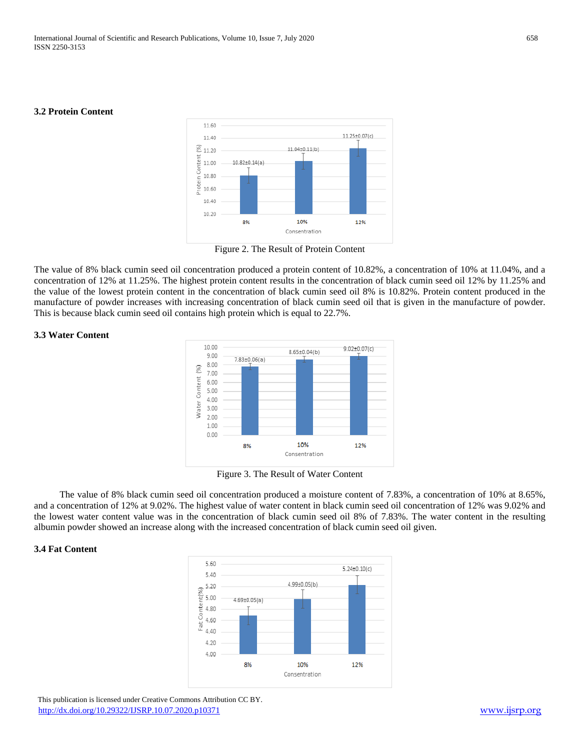### 3.2 Protein Content

Figure 2. The Result of Protein Content

The value of 8% black cumin seed oil concentration produced a protein content of 10.82%, a concentration of 10% at 11.04%, and a concentration of 12% at 11.25%. The highest protein content results in the concentration of black cumin seed oil 12% by 11.25% and the value of the lowest protein content in the concentration of black cumin seed oil 8% is 10.82%. Protein content produced in the manufacture of powder increases with increasing concentration of black cumin seed oil that is given in the manufacture of powder. This is because black cumin seed oil contains high protein which is equal to 22.7%.

### 3.3 Water Content

Figure 3. The Result of Water Content

The value of 8% black cumin seed oil concentration produced a moisture content of 7.83%, a concentration of 10% at 8.65%, and a concentration of 12% at 9.02%. The highest value of water content in black cumin seed oil concentration of 12% was 9.02% and the lowest water content value was in the concentration of black cumin seed oil 8% of 7.83%. The water content in the resulting albumin powder showed an increase along with the increased concentration of black cumin seed oil given.

### 3.4 Fat Content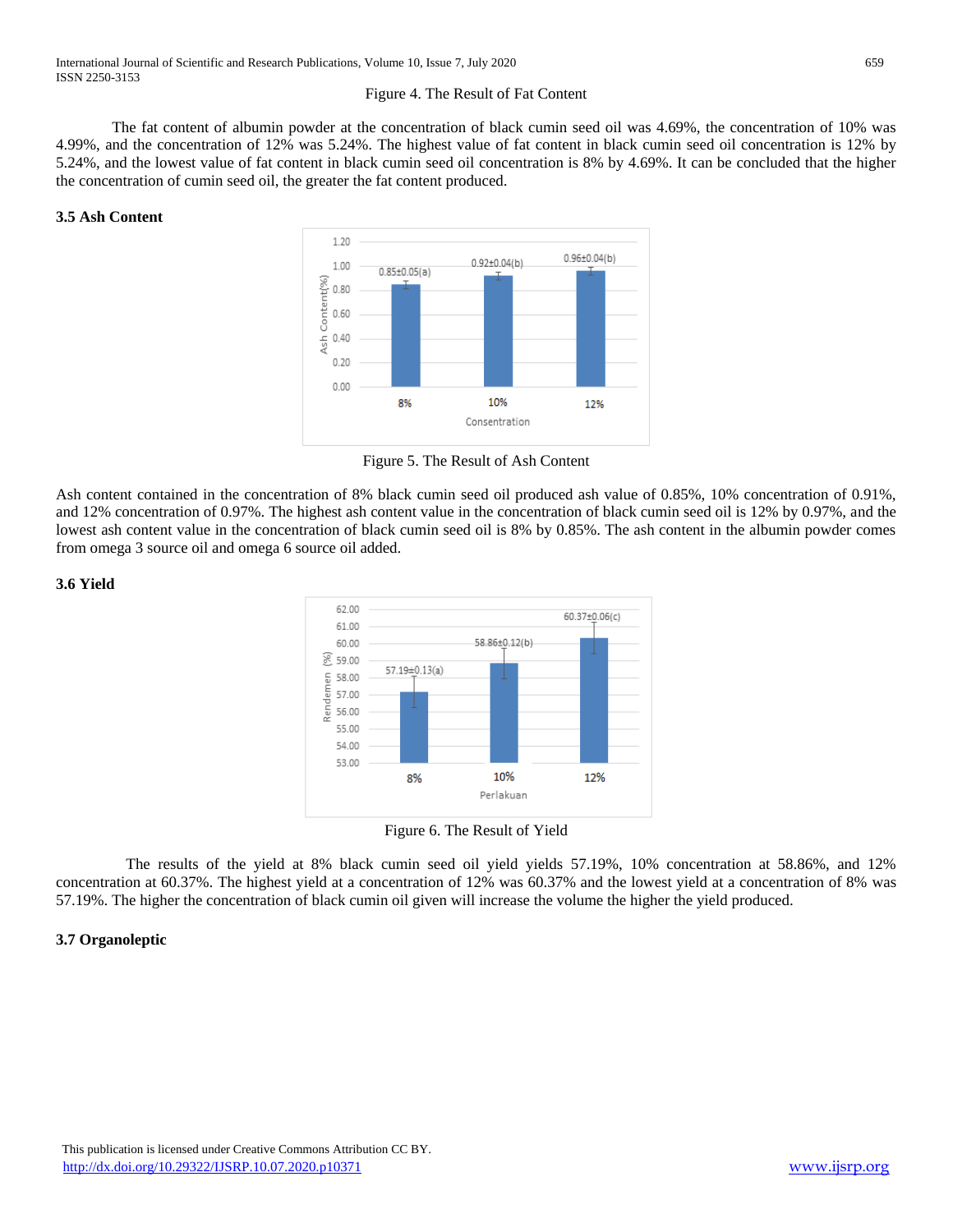Figure 4. The Result of Fat Content

The fat content of albumin powder at the concentration of black cumin seed oil was 4.69%, the concentration of 10% was 4.99%, and the concentration of 12% was 5.24%. The highest value of fat content in black cumin seed oil concentration is 12% by 5.24%, and the lowest value of fat content in black cumin seed oil concentration is 8% by 4.69%. It can be concluded that the higher the concentration of cumin seed oil, the greater the fat content produced.

### 3.5 Ash Content

Figure 5. The Result of Ash Content

Ash content contained in the concentration of 8% black cumin seed oil produced ash value of 0.85%, 10% concentration of 0.91%, and 12% concentration of 0.97%. The highest ash content value in the concentration of black cumin seed oil is 12% by 0.97%, and the lowest ash content value in the concentration of black cumin seed oil is 8% by 0.85%. The ash content in the albumin powder comes from omega 3 source oil and omega 6 source oil added.

### 3.6 Yield

Figure 6. The Result of Yield

The results of the yield at 8% black cumin seed oil yield yields 57.19%, 10% concentration at 58.86%, and 12% concentration at 60.37%. The highest yield at a concentration of 12% was 60.37% and the lowest yield at a concentration of 8% was 57.19%. The higher the concentration of black cumin oil given will increase the volume the higher the yield produced.

### 3.7 Organoleptic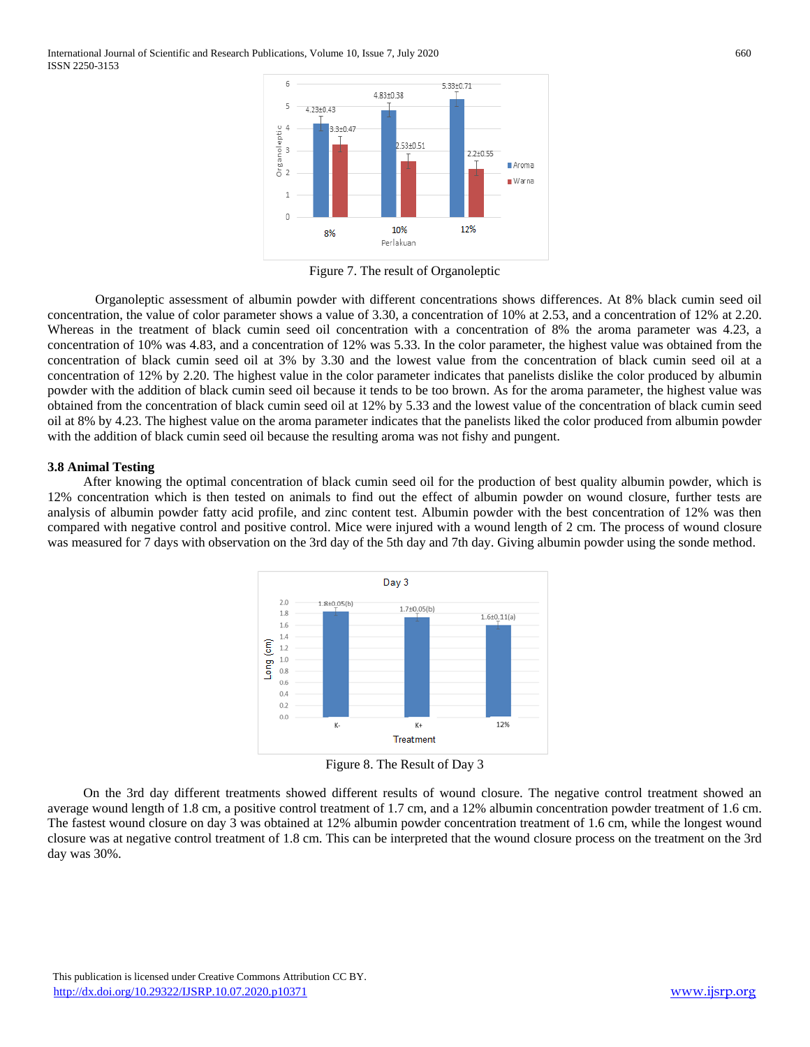Figure 7. The result of Organoleptic

Organoleptic assessment of albumin powder with different concentrations shows differences. At 8% black cumin seed oil concentration, the value of color parameter shows a value of 3.30, a concentration of 10% at 2.53, and a concentration of 12% at 2.20. Whereas in the treatment of black cumin seed oil concentration with a concentration of 8% the aroma parameter was 4.23, a concentration of 10% was 4.83, and a concentration of 12% was 5.33. In the color parameter, the highest value was obtained from the concentration of black cumin seed oil at 3% by 3.30 and the lowest value from the concentration of black cumin seed oil at a concentration of 12% by 2.20. The highest value in the color parameter indicates that panelists dislike the color produced by albumin powder with the addition of black cumin seed oil because it tends to be too brown. As for the aroma parameter, the highest value was obtained from the concentration of black cumin seed oil at 12% by 5.33 and the lowest value of the concentration of black cumin seed oil at 8% by 4.23. The highest value on the aroma parameter indicates that the panelists liked the color produced from albumin powder with the addition of black cumin seed oil because the resulting aroma was not fishy and pungent.

### 3.8 Animal Testing

After knowing the optimal concentration of black cumin seed oil for the production of best quality albumin powder, which is 12% concentration which is then tested on animals to find out the effect of albumin powder on wound closure, further tests are analysis of albumin powder fatty acid profile, and zinc content test. Albumin powder with the best concentration of 12% was then compared with negative control and positive control. Mice were injured with a wound length of 2 cm. The process of wound closure was measured for 7 days with observation on the 3rd day of the 5th day and 7th day. Giving albumin powder using the sonde method.

Figure 8. The Result of Day 3

On the 3rd day different treatments showed different results of wound closure. The negative control treatment showed an average wound length of 1.8 cm, a positive control treatment of 1.7 cm, and a 12% albumin concentration powder treatment of 1.6 cm. The fastest wound closure on day 3 was obtained at 12% albumin powder concentration treatment of 1.6 cm, while the longest wound closure was at negative control treatment of 1.8 cm. This can be interpreted that the wound closure process on the treatment on the 3rd day was 30%.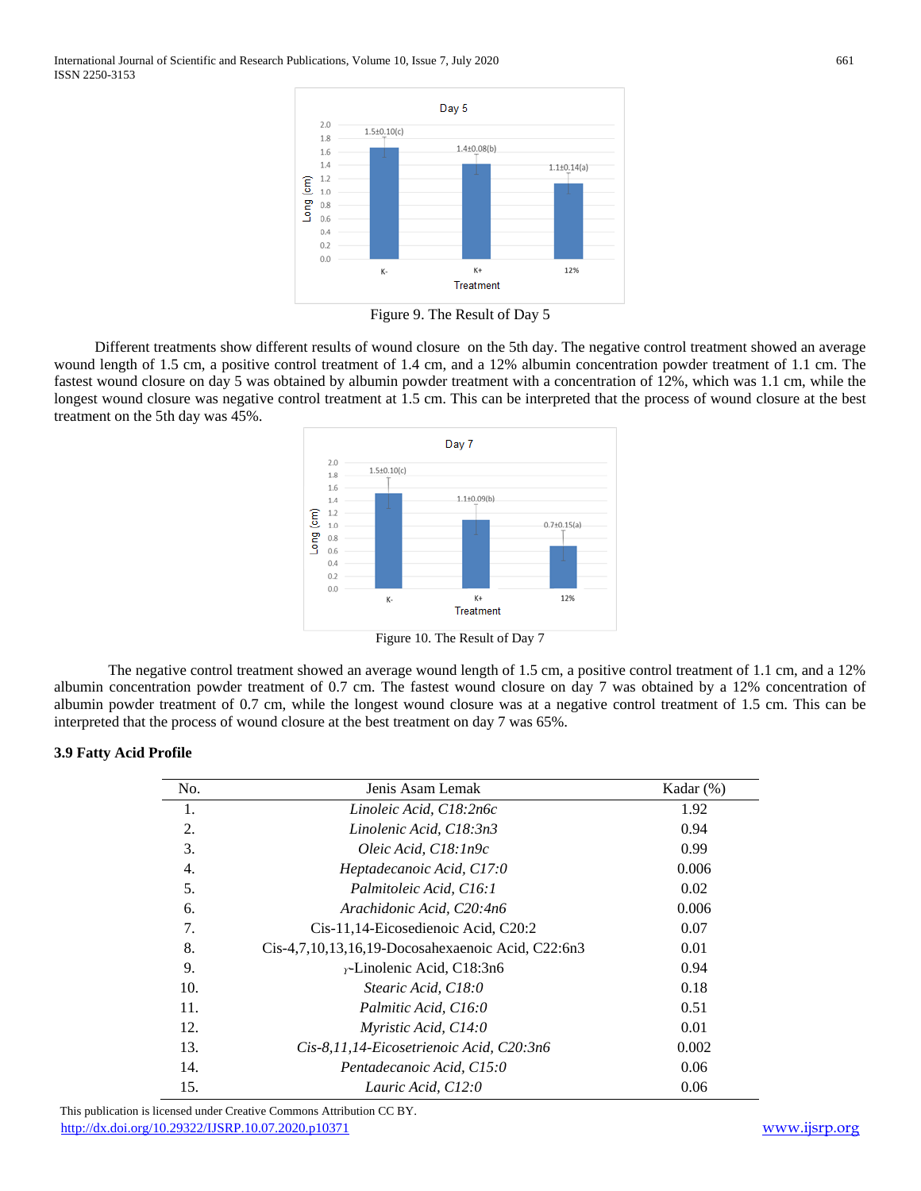Figure 9. The Result of Day 5

Different treatments show different results of wound closure on the 5th day. The negative control treatment showed an average wound length of 1.5 cm, a positive control treatment of 1.4 cm, and a 12% albumin concentration powder treatment of 1.1 cm. The fastest wound closure on day 5 was obtained by albumin powder treatment with a concentration of 12%, which was 1.1 cm, while the longest wound closure was negative control treatment at 1.5 cm. This can be interpreted that the process of wound closure at the best treatment on the 5th day was 45%.

Figure 10. The Result of Day 7

The negative control treatment showed an average wound length of 1.5 cm, a positive control treatment of 1.1 cm, and a 12% albumin concentration powder treatment of 0.7 cm. The fastest wound closure on day 7 was obtained by a 12% concentration of albumin powder treatment of 0.7 cm, while the longest wound closure was at a negative control treatment of 1.5 cm. This can be interpreted that the process of wound closure at the best treatment on day 7 was 65%.

### 3.9 Fatty Acid Profile

| No. | Jenis Asam Lemak | Kadar (%) |
|---|---|---|
| 1. | *Linoleic Acid, C18:2n6c* | 1.92 |
| 2. | *Linolenic Acid, C18:3n3* | 0.94 |
| 3. | *Oleic Acid, C18:1n9c* | 0.99 |
| 4. | *Heptadecanoic Acid, C17:0* | 0.006 |
| 5. | *Palmitoleic Acid, C16:1* | 0.02 |
| 6. | *Arachidonic Acid, C20:4n6* | 0.006 |
| 7. | Cis-11,14-Eicosedienoic Acid, C20:2 | 0.07 |
| 8. | Cis-4,7,10,13,16,19-Docosahexaenoic Acid, C22:6n3 | 0.01 |
| 9. | γ-Linolenic Acid, C18:3n6 | 0.94 |
| 10. | *Stearic Acid, C18:0* | 0.18 |
| 11. | *Palmitic Acid, C16:0* | 0.51 |
| 12. | *Myristic Acid, C14:0* | 0.01 |
| 13. | *Cis-8,11,14-Eicosetrienoic Acid, C20:3n6* | 0.002 |
| 14. | *Pentadecanoic Acid, C15:0* | 0.06 |
| 15. | *Lauric Acid, C12:0* | 0.06 |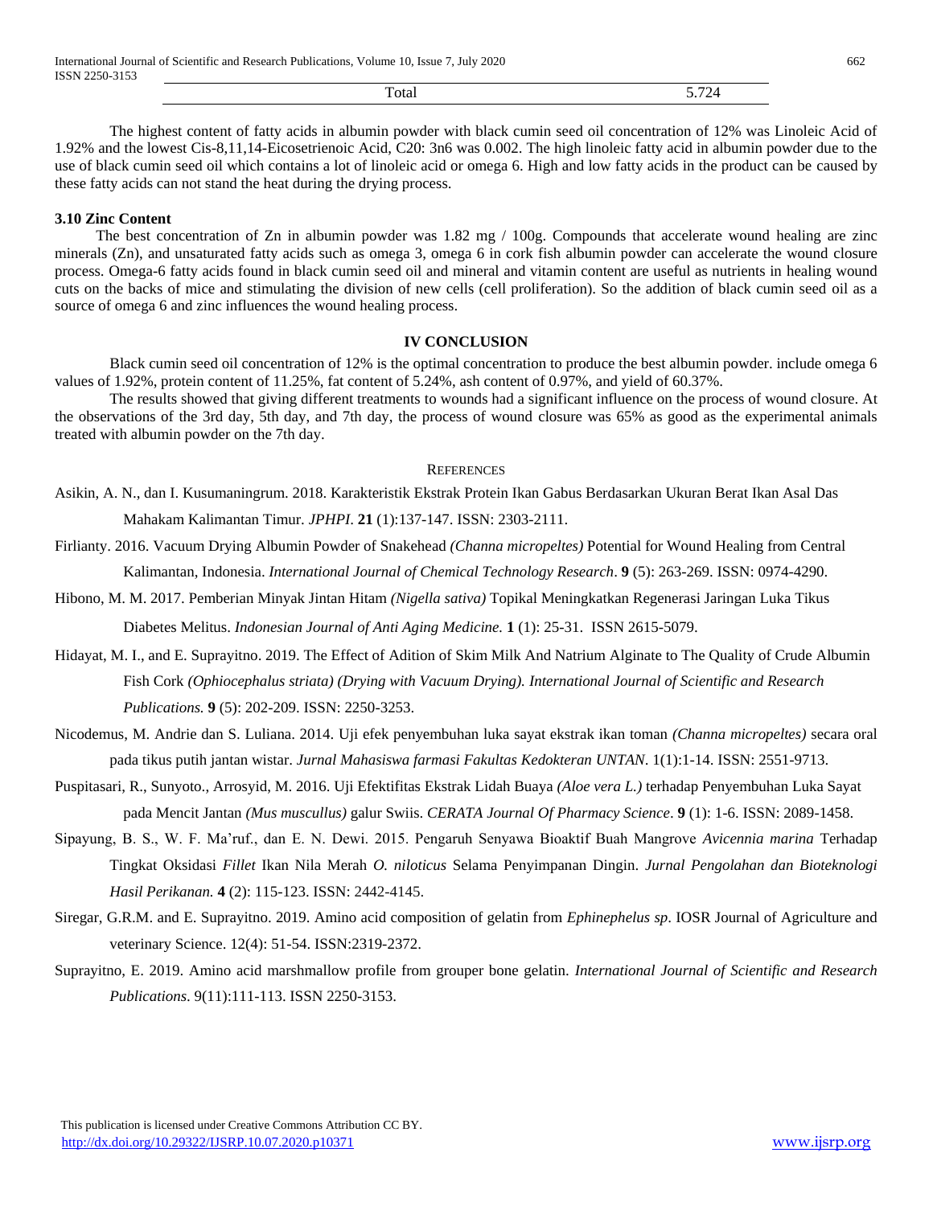| | |
|---|---|
| Total | 5.724 |

The highest content of fatty acids in albumin powder with black cumin seed oil concentration of 12% was Linoleic Acid of 1.92% and the lowest Cis-8,11,14-Eicosetrienoic Acid, C20: 3n6 was 0.002. The high linoleic fatty acid in albumin powder due to the use of black cumin seed oil which contains a lot of linoleic acid or omega 6. High and low fatty acids in the product can be caused by these fatty acids can not stand the heat during the drying process.

### 3.10 Zinc Content

The best concentration of Zn in albumin powder was 1.82 mg / 100g. Compounds that accelerate wound healing are zinc minerals (Zn), and unsaturated fatty acids such as omega 3, omega 6 in cork fish albumin powder can accelerate the wound closure process. Omega-6 fatty acids found in black cumin seed oil and mineral and vitamin content are useful as nutrients in healing wound cuts on the backs of mice and stimulating the division of new cells (cell proliferation). So the addition of black cumin seed oil as a source of omega 6 and zinc influences the wound healing process.

## IV CONCLUSION

Black cumin seed oil concentration of 12% is the optimal concentration to produce the best albumin powder. include omega 6 values of 1.92%, protein content of 11.25%, fat content of 5.24%, ash content of 0.97%, and yield of 60.37%.

The results showed that giving different treatments to wounds had a significant influence on the process of wound closure. At the observations of the 3rd day, 5th day, and 7th day, the process of wound closure was 65% as good as the experimental animals treated with albumin powder on the 7th day.

## REFERENCES

Asikin, A. N., dan I. Kusumaningrum. 2018. Karakteristik Ekstrak Protein Ikan Gabus Berdasarkan Ukuran Berat Ikan Asal Das Mahakam Kalimantan Timur. *JPHPI*. **21** (1):137-147. ISSN: 2303-2111.

Firlianty. 2016. Vacuum Drying Albumin Powder of Snakehead *(Channa micropeltes)* Potential for Wound Healing from Central Kalimantan, Indonesia. *International Journal of Chemical Technology Research*. **9** (5): 263-269. ISSN: 0974-4290.

Hibono, M. M. 2017. Pemberian Minyak Jintan Hitam *(Nigella sativa)* Topikal Meningkatkan Regenerasi Jaringan Luka Tikus Diabetes Melitus. *Indonesian Journal of Anti Aging Medicine.* **1** (1): 25-31. ISSN 2615-5079.

Hidayat, M. I., and E. Suprayitno. 2019. The Effect of Adition of Skim Milk And Natrium Alginate to The Quality of Crude Albumin Fish Cork *(Ophiocephalus striata) (Drying with Vacuum Drying). International Journal of Scientific and Research Publications.* **9** (5): 202-209. ISSN: 2250-3253.

Nicodemus, M. Andrie dan S. Luliana. 2014. Uji efek penyembuhan luka sayat ekstrak ikan toman *(Channa micropeltes)* secara oral pada tikus putih jantan wistar. *Jurnal Mahasiswa farmasi Fakultas Kedokteran UNTAN*. 1(1):1-14. ISSN: 2551-9713.

Puspitasari, R., Sunyoto., Arrosyid, M. 2016. Uji Efektifitas Ekstrak Lidah Buaya *(Aloe vera L.)* terhadap Penyembuhan Luka Sayat pada Mencit Jantan *(Mus muscullus)* galur Swiis. *CERATA Journal Of Pharmacy Science*. **9** (1): 1-6. ISSN: 2089-1458.

Sipayung, B. S., W. F. Ma'ruf., dan E. N. Dewi. 2015. Pengaruh Senyawa Bioaktif Buah Mangrove *Avicennia marina* Terhadap Tingkat Oksidasi *Fillet* Ikan Nila Merah *O. niloticus* Selama Penyimpanan Dingin. *Jurnal Pengolahan dan Bioteknologi Hasil Perikanan.* **4** (2): 115-123. ISSN: 2442-4145.

Siregar, G.R.M. and E. Suprayitno. 2019. Amino acid composition of gelatin from *Ephinephelus sp*. IOSR Journal of Agriculture and veterinary Science. 12(4): 51-54. ISSN:2319-2372.

Suprayitno, E. 2019. Amino acid marshmallow profile from grouper bone gelatin. *International Journal of Scientific and Research Publications*. 9(11):111-113. ISSN 2250-3153.